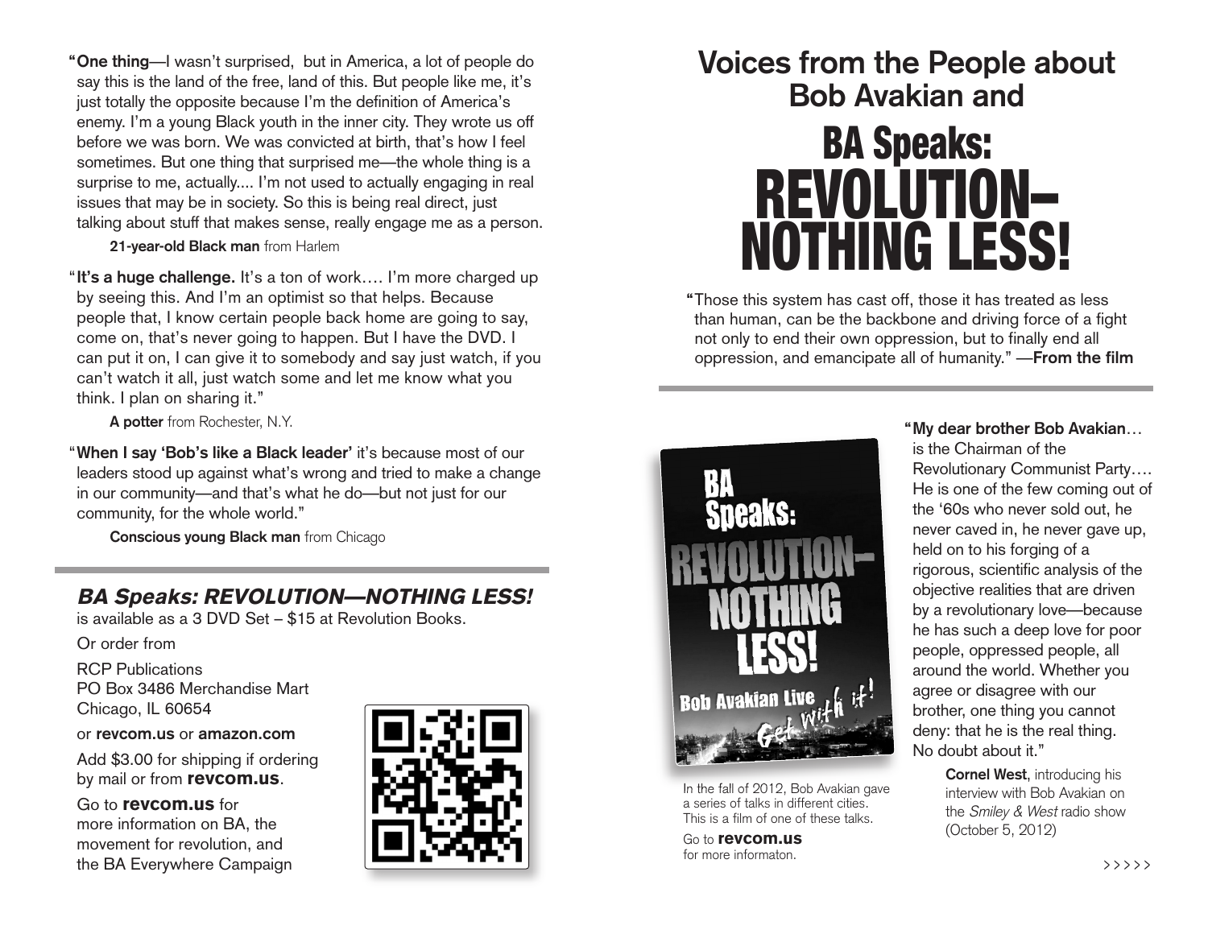"**One thing**—I wasn't surprised, but in America, a lot of people do say this is the land of the free, land of this. But people like me, it's just totally the opposite because I'm the definition of America's enemy. I'm a young Black youth in the inner city. They wrote us off before we was born. We was convicted at birth, that's how I feel sometimes. But one thing that surprised me—the whole thing is a surprise to me, actually.... I'm not used to actually engaging in real issues that may be in society. So this is being real direct, just talking about stuff that makes sense, really engage me as a person.

**21-year-old Black man** from Harlem

"**It's a huge challenge.** It's a ton of work.... I'm more charged up by seeing this. And I'm an optimist so that helps. Because people that, I know certain people back home are going to say, come on, that's never going to happen. But I have the DVD. I can put it on, I can give it to somebody and say just watch, if you can't watch it all, just watch some and let me know what you think. I plan on sharing it."

**A potter** from Rochester, N.Y.

"**When I say 'Bob's like a Black leader'** it's because most of our leaders stood up against what's wrong and tried to make a change in our community—and that's what he do—but not just for our community, for the whole world."

**Conscious young Black man** from Chicago

---

***BA Speaks: REVOLUTION—NOTHING LESS!***
is available as a 3 DVD Set – $15 at Revolution Books.

Or order from

RCP Publications
PO Box 3486 Merchandise Mart
Chicago, IL 60654

or **revcom.us** or **amazon.com**

Add $3.00 for shipping if ordering by mail or from **revcom.us**.

Go to **revcom.us** for more information on BA, the movement for revolution, and the BA Everywhere Campaign

# Voices from the People about Bob Avakian and

# BA Speaks: REVOLUTION–NOTHING LESS!

"Those this system has cast off, those it has treated as less than human, can be the backbone and driving force of a fight not only to end their own oppression, but to finally end all oppression, and emancipate all of humanity." —**From the film**

---

In the fall of 2012, Bob Avakian gave a series of talks in different cities. This is a film of one of these talks.

Go to **revcom.us** for more informaton.

"**My dear brother Bob Avakian**... is the Chairman of the Revolutionary Communist Party.... He is one of the few coming out of the '60s who never sold out, he never caved in, he never gave up, held on to his forging of a rigorous, scientific analysis of the objective realities that are driven by a revolutionary love—because he has such a deep love for poor people, oppressed people, all around the world. Whether you agree or disagree with our brother, one thing you cannot deny: that he is the real thing. No doubt about it."

**Cornel West**, introducing his interview with Bob Avakian on the *Smiley & West* radio show (October 5, 2012)

>>>>>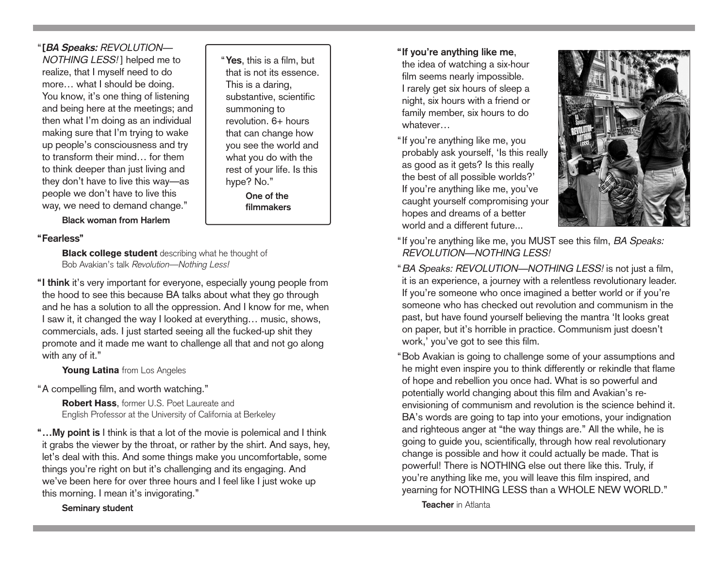"**[*BA Speaks: REVOLUTION—NOTHING LESS!*]** helped me to realize, that I myself need to do more… what I should be doing. You know, it's one thing of listening and being here at the meetings; and then what I'm doing as an individual making sure that I'm trying to wake up people's consciousness and try to transform their mind… for them to think deeper than just living and they don't have to live this way—as people we don't have to live this way, we need to demand change."

**Black woman from Harlem**

"**Yes**, this is a film, but that is not its essence. This is a daring, substantive, scientific summoning to revolution. 6+ hours that can change how you see the world and what you do with the rest of your life. Is this hype? No."

**One of the filmmakers**

**"Fearless"**

**Black college student** describing what he thought of Bob Avakian's talk *Revolution—Nothing Less!*

**"I think** it's very important for everyone, especially young people from the hood to see this because BA talks about what they go through and he has a solution to all the oppression. And I know for me, when I saw it, it changed the way I looked at everything… music, shows, commercials, ads. I just started seeing all the fucked-up shit they promote and it made me want to challenge all that and not go along with any of it."

**Young Latina** from Los Angeles

"A compelling film, and worth watching."

**Robert Hass**, former U.S. Poet Laureate and English Professor at the University of California at Berkeley

**"…My point is** I think is that a lot of the movie is polemical and I think it grabs the viewer by the throat, or rather by the shirt. And says, hey, let's deal with this. And some things make you uncomfortable, some things you're right on but it's challenging and its engaging. And we've been here for over three hours and I feel like I just woke up this morning. I mean it's invigorating."

**Seminary student**

**"If you're anything like me**, the idea of watching a six-hour film seems nearly impossible. I rarely get six hours of sleep a night, six hours with a friend or family member, six hours to do whatever…

"If you're anything like me, you probably ask yourself, 'Is this really as good as it gets? Is this really the best of all possible worlds?' If you're anything like me, you've caught yourself compromising your hopes and dreams of a better world and a different future...

"If you're anything like me, you MUST see this film, *BA Speaks: REVOLUTION—NOTHING LESS!*

"*BA Speaks: REVOLUTION—NOTHING LESS!* is not just a film, it is an experience, a journey with a relentless revolutionary leader. If you're someone who once imagined a better world or if you're someone who has checked out revolution and communism in the past, but have found yourself believing the mantra 'It looks great on paper, but it's horrible in practice. Communism just doesn't work,' you've got to see this film.

"Bob Avakian is going to challenge some of your assumptions and he might even inspire you to think differently or rekindle that flame of hope and rebellion you once had. What is so powerful and potentially world changing about this film and Avakian's re-envisioning of communism and revolution is the science behind it. BA's words are going to tap into your emotions, your indignation and righteous anger at "the way things are." All the while, he is going to guide you, scientifically, through how real revolutionary change is possible and how it could actually be made. That is powerful! There is NOTHING else out there like this. Truly, if you're anything like me, you will leave this film inspired, and yearning for NOTHING LESS than a WHOLE NEW WORLD."

**Teacher** in Atlanta